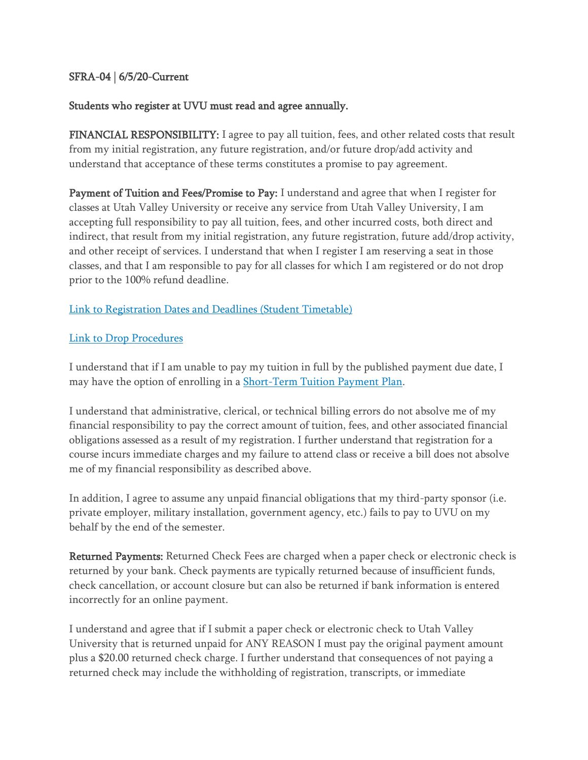**SFRA-04 | 6/5/20-Current**

**Students who register at UVU must read and agree annually.**

**FINANCIAL RESPONSIBILITY:** I agree to pay all tuition, fees, and other related costs that result from my initial registration, any future registration, and/or future drop/add activity and understand that acceptance of these terms constitutes a promise to pay agreement.

**Payment of Tuition and Fees/Promise to Pay:** I understand and agree that when I register for classes at Utah Valley University or receive any service from Utah Valley University, I am accepting full responsibility to pay all tuition, fees, and other incurred costs, both direct and indirect, that result from my initial registration, any future registration, future add/drop activity, and other receipt of services. I understand that when I register I am reserving a seat in those classes, and that I am responsible to pay for all classes for which I am registered or do not drop prior to the 100% refund deadline.

Link to Registration Dates and Deadlines (Student Timetable)

Link to Drop Procedures

I understand that if I am unable to pay my tuition in full by the published payment due date, I may have the option of enrolling in a Short-Term Tuition Payment Plan.

I understand that administrative, clerical, or technical billing errors do not absolve me of my financial responsibility to pay the correct amount of tuition, fees, and other associated financial obligations assessed as a result of my registration. I further understand that registration for a course incurs immediate charges and my failure to attend class or receive a bill does not absolve me of my financial responsibility as described above.

In addition, I agree to assume any unpaid financial obligations that my third-party sponsor (i.e. private employer, military installation, government agency, etc.) fails to pay to UVU on my behalf by the end of the semester.

**Returned Payments:** Returned Check Fees are charged when a paper check or electronic check is returned by your bank. Check payments are typically returned because of insufficient funds, check cancellation, or account closure but can also be returned if bank information is entered incorrectly for an online payment.

I understand and agree that if I submit a paper check or electronic check to Utah Valley University that is returned unpaid for ANY REASON I must pay the original payment amount plus a $20.00 returned check charge. I further understand that consequences of not paying a returned check may include the withholding of registration, transcripts, or immediate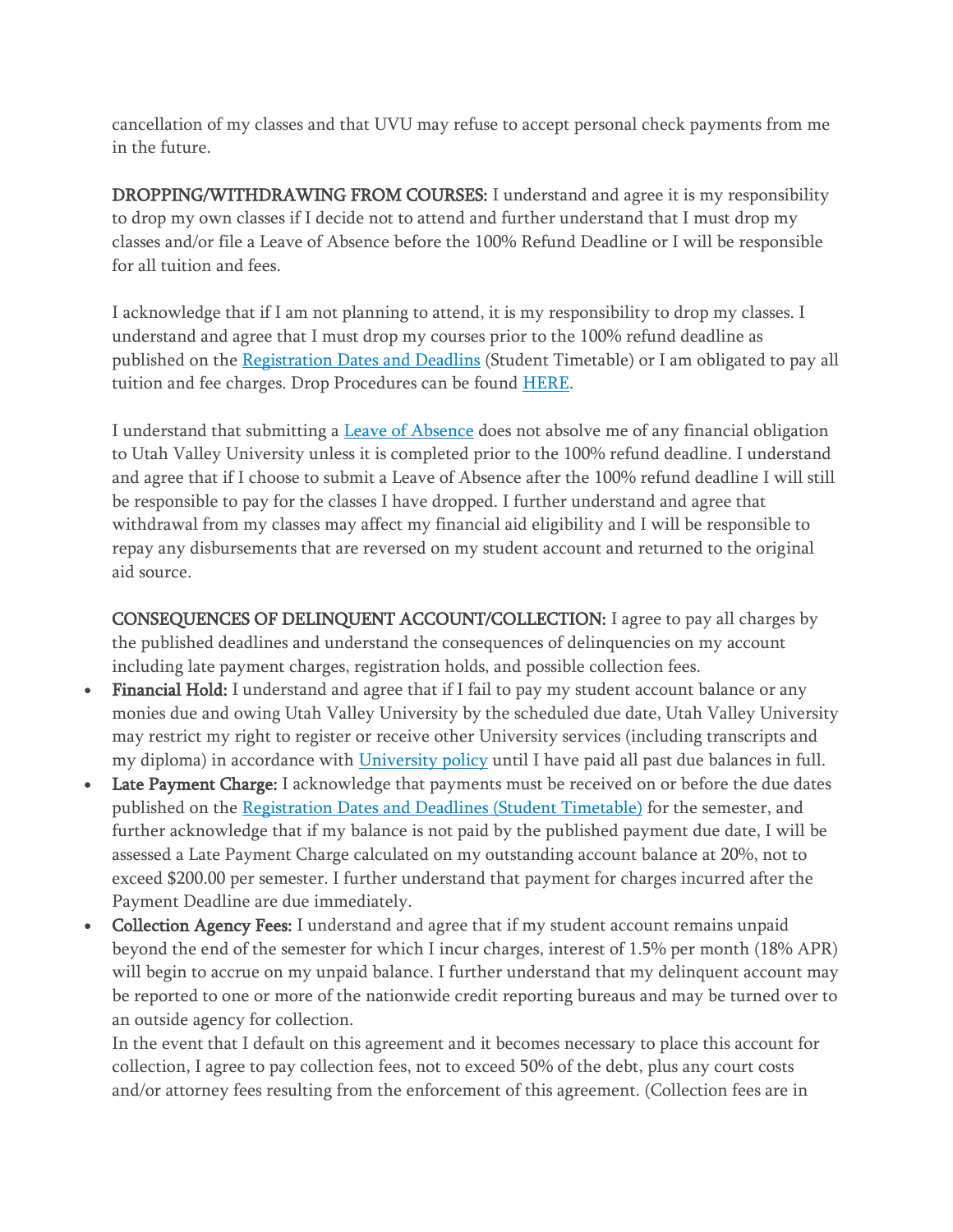cancellation of my classes and that UVU may refuse to accept personal check payments from me in the future.

**DROPPING/WITHDRAWING FROM COURSES:** I understand and agree it is my responsibility to drop my own classes if I decide not to attend and further understand that I must drop my classes and/or file a Leave of Absence before the 100% Refund Deadline or I will be responsible for all tuition and fees.

I acknowledge that if I am not planning to attend, it is my responsibility to drop my classes. I understand and agree that I must drop my courses prior to the 100% refund deadline as published on the [Registration Dates and Deadlins]() (Student Timetable) or I am obligated to pay all tuition and fee charges. Drop Procedures can be found [HERE]().

I understand that submitting a [Leave of Absence]() does not absolve me of any financial obligation to Utah Valley University unless it is completed prior to the 100% refund deadline. I understand and agree that if I choose to submit a Leave of Absence after the 100% refund deadline I will still be responsible to pay for the classes I have dropped. I further understand and agree that withdrawal from my classes may affect my financial aid eligibility and I will be responsible to repay any disbursements that are reversed on my student account and returned to the original aid source.

**CONSEQUENCES OF DELINQUENT ACCOUNT/COLLECTION:** I agree to pay all charges by the published deadlines and understand the consequences of delinquencies on my account including late payment charges, registration holds, and possible collection fees.

- **Financial Hold:** I understand and agree that if I fail to pay my student account balance or any monies due and owing Utah Valley University by the scheduled due date, Utah Valley University may restrict my right to register or receive other University services (including transcripts and my diploma) in accordance with [University policy]() until I have paid all past due balances in full.
- **Late Payment Charge:** I acknowledge that payments must be received on or before the due dates published on the [Registration Dates and Deadlines (Student Timetable)]() for the semester, and further acknowledge that if my balance is not paid by the published payment due date, I will be assessed a Late Payment Charge calculated on my outstanding account balance at 20%, not to exceed $200.00 per semester. I further understand that payment for charges incurred after the Payment Deadline are due immediately.
- **Collection Agency Fees:** I understand and agree that if my student account remains unpaid beyond the end of the semester for which I incur charges, interest of 1.5% per month (18% APR) will begin to accrue on my unpaid balance. I further understand that my delinquent account may be reported to one or more of the nationwide credit reporting bureaus and may be turned over to an outside agency for collection.

  In the event that I default on this agreement and it becomes necessary to place this account for collection, I agree to pay collection fees, not to exceed 50% of the debt, plus any court costs and/or attorney fees resulting from the enforcement of this agreement. (Collection fees are in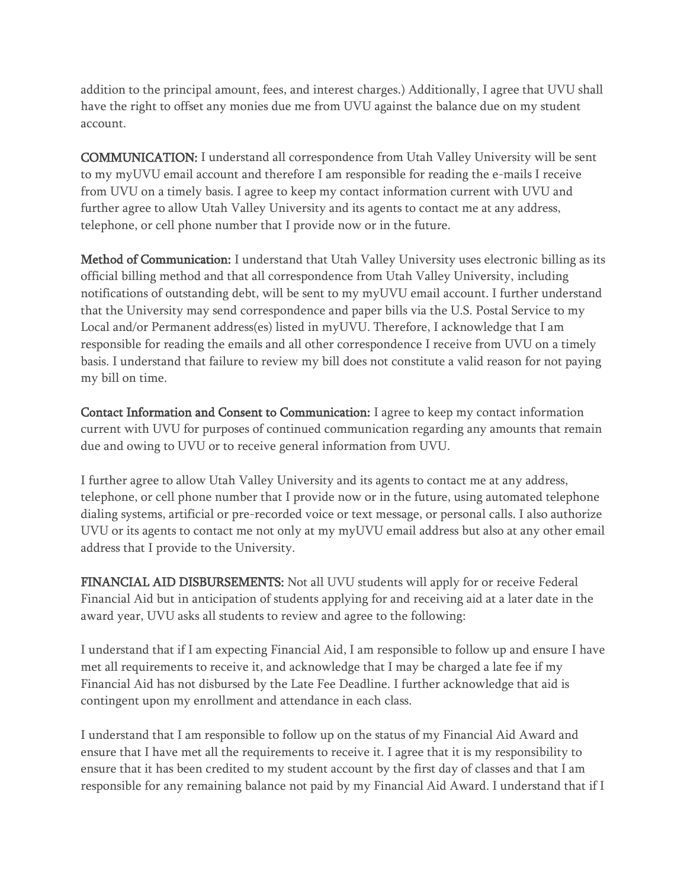addition to the principal amount, fees, and interest charges.) Additionally, I agree that UVU shall have the right to offset any monies due me from UVU against the balance due on my student account.

**COMMUNICATION:** I understand all correspondence from Utah Valley University will be sent to my myUVU email account and therefore I am responsible for reading the e-mails I receive from UVU on a timely basis. I agree to keep my contact information current with UVU and further agree to allow Utah Valley University and its agents to contact me at any address, telephone, or cell phone number that I provide now or in the future.

**Method of Communication:** I understand that Utah Valley University uses electronic billing as its official billing method and that all correspondence from Utah Valley University, including notifications of outstanding debt, will be sent to my myUVU email account. I further understand that the University may send correspondence and paper bills via the U.S. Postal Service to my Local and/or Permanent address(es) listed in myUVU. Therefore, I acknowledge that I am responsible for reading the emails and all other correspondence I receive from UVU on a timely basis. I understand that failure to review my bill does not constitute a valid reason for not paying my bill on time.

**Contact Information and Consent to Communication:** I agree to keep my contact information current with UVU for purposes of continued communication regarding any amounts that remain due and owing to UVU or to receive general information from UVU.

I further agree to allow Utah Valley University and its agents to contact me at any address, telephone, or cell phone number that I provide now or in the future, using automated telephone dialing systems, artificial or pre-recorded voice or text message, or personal calls. I also authorize UVU or its agents to contact me not only at my myUVU email address but also at any other email address that I provide to the University.

**FINANCIAL AID DISBURSEMENTS:** Not all UVU students will apply for or receive Federal Financial Aid but in anticipation of students applying for and receiving aid at a later date in the award year, UVU asks all students to review and agree to the following:

I understand that if I am expecting Financial Aid, I am responsible to follow up and ensure I have met all requirements to receive it, and acknowledge that I may be charged a late fee if my Financial Aid has not disbursed by the Late Fee Deadline. I further acknowledge that aid is contingent upon my enrollment and attendance in each class.

I understand that I am responsible to follow up on the status of my Financial Aid Award and ensure that I have met all the requirements to receive it. I agree that it is my responsibility to ensure that it has been credited to my student account by the first day of classes and that I am responsible for any remaining balance not paid by my Financial Aid Award. I understand that if I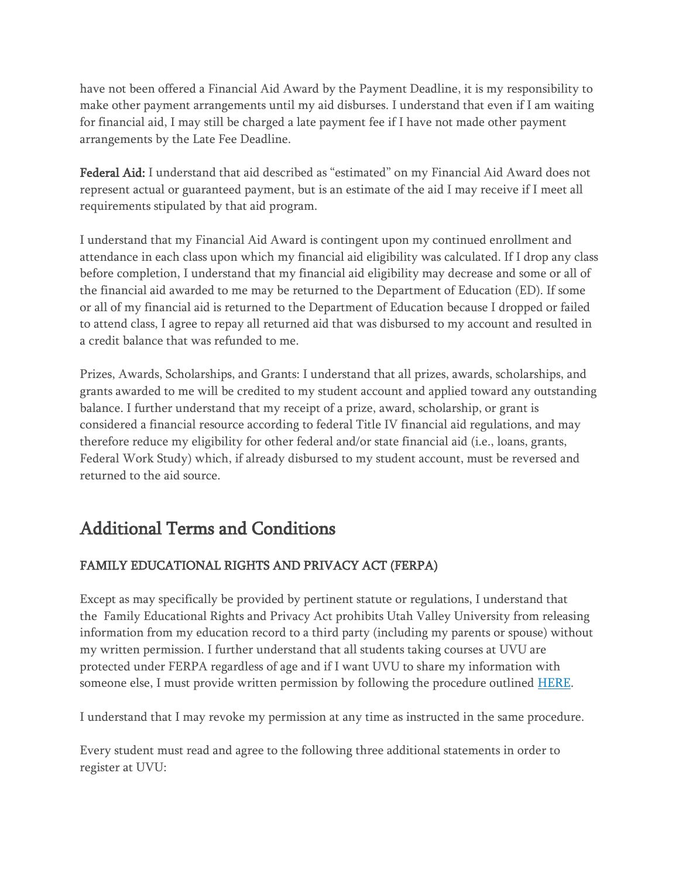have not been offered a Financial Aid Award by the Payment Deadline, it is my responsibility to make other payment arrangements until my aid disburses. I understand that even if I am waiting for financial aid, I may still be charged a late payment fee if I have not made other payment arrangements by the Late Fee Deadline.

**Federal Aid:** I understand that aid described as "estimated" on my Financial Aid Award does not represent actual or guaranteed payment, but is an estimate of the aid I may receive if I meet all requirements stipulated by that aid program.

I understand that my Financial Aid Award is contingent upon my continued enrollment and attendance in each class upon which my financial aid eligibility was calculated. If I drop any class before completion, I understand that my financial aid eligibility may decrease and some or all of the financial aid awarded to me may be returned to the Department of Education (ED). If some or all of my financial aid is returned to the Department of Education because I dropped or failed to attend class, I agree to repay all returned aid that was disbursed to my account and resulted in a credit balance that was refunded to me.

Prizes, Awards, Scholarships, and Grants: I understand that all prizes, awards, scholarships, and grants awarded to me will be credited to my student account and applied toward any outstanding balance. I further understand that my receipt of a prize, award, scholarship, or grant is considered a financial resource according to federal Title IV financial aid regulations, and may therefore reduce my eligibility for other federal and/or state financial aid (i.e., loans, grants, Federal Work Study) which, if already disbursed to my student account, must be reversed and returned to the aid source.

## Additional Terms and Conditions

### FAMILY EDUCATIONAL RIGHTS AND PRIVACY ACT (FERPA)

Except as may specifically be provided by pertinent statute or regulations, I understand that the Family Educational Rights and Privacy Act prohibits Utah Valley University from releasing information from my education record to a third party (including my parents or spouse) without my written permission. I further understand that all students taking courses at UVU are protected under FERPA regardless of age and if I want UVU to share my information with someone else, I must provide written permission by following the procedure outlined HERE.

I understand that I may revoke my permission at any time as instructed in the same procedure.

Every student must read and agree to the following three additional statements in order to register at UVU: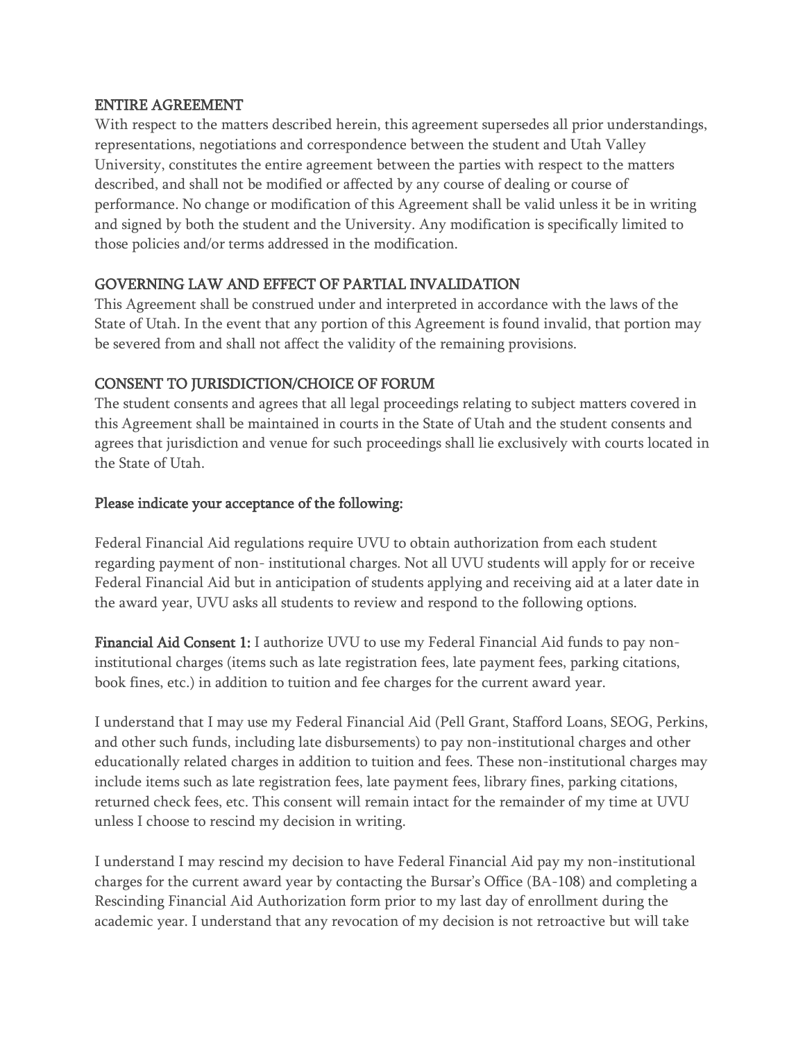## ENTIRE AGREEMENT

With respect to the matters described herein, this agreement supersedes all prior understandings, representations, negotiations and correspondence between the student and Utah Valley University, constitutes the entire agreement between the parties with respect to the matters described, and shall not be modified or affected by any course of dealing or course of performance. No change or modification of this Agreement shall be valid unless it be in writing and signed by both the student and the University. Any modification is specifically limited to those policies and/or terms addressed in the modification.

## GOVERNING LAW AND EFFECT OF PARTIAL INVALIDATION

This Agreement shall be construed under and interpreted in accordance with the laws of the State of Utah. In the event that any portion of this Agreement is found invalid, that portion may be severed from and shall not affect the validity of the remaining provisions.

## CONSENT TO JURISDICTION/CHOICE OF FORUM

The student consents and agrees that all legal proceedings relating to subject matters covered in this Agreement shall be maintained in courts in the State of Utah and the student consents and agrees that jurisdiction and venue for such proceedings shall lie exclusively with courts located in the State of Utah.

## Please indicate your acceptance of the following:

Federal Financial Aid regulations require UVU to obtain authorization from each student regarding payment of non- institutional charges. Not all UVU students will apply for or receive Federal Financial Aid but in anticipation of students applying and receiving aid at a later date in the award year, UVU asks all students to review and respond to the following options.

**Financial Aid Consent 1:** I authorize UVU to use my Federal Financial Aid funds to pay non-institutional charges (items such as late registration fees, late payment fees, parking citations, book fines, etc.) in addition to tuition and fee charges for the current award year.

I understand that I may use my Federal Financial Aid (Pell Grant, Stafford Loans, SEOG, Perkins, and other such funds, including late disbursements) to pay non-institutional charges and other educationally related charges in addition to tuition and fees. These non-institutional charges may include items such as late registration fees, late payment fees, library fines, parking citations, returned check fees, etc. This consent will remain intact for the remainder of my time at UVU unless I choose to rescind my decision in writing.

I understand I may rescind my decision to have Federal Financial Aid pay my non-institutional charges for the current award year by contacting the Bursar's Office (BA-108) and completing a Rescinding Financial Aid Authorization form prior to my last day of enrollment during the academic year. I understand that any revocation of my decision is not retroactive but will take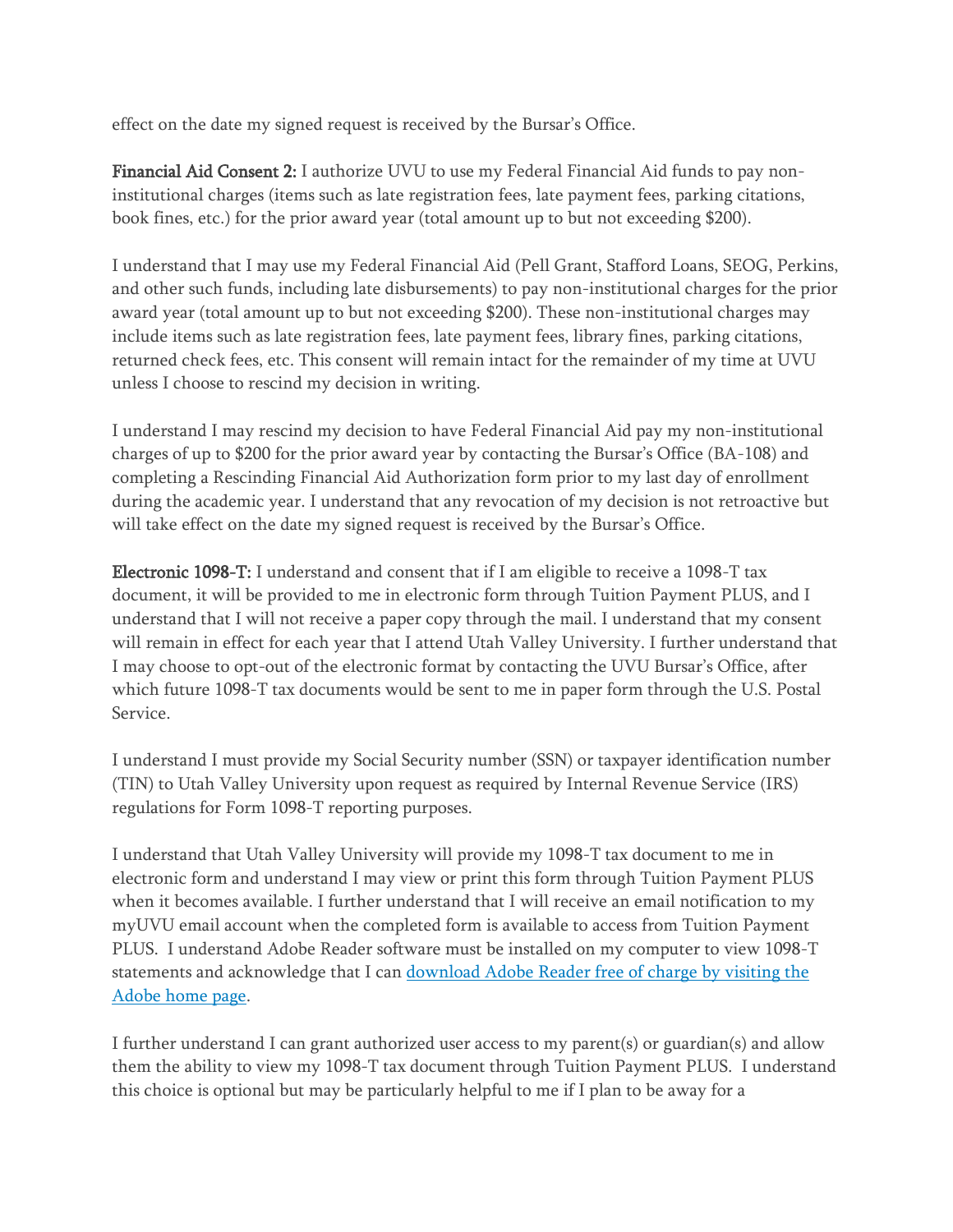effect on the date my signed request is received by the Bursar's Office.

**Financial Aid Consent 2:** I authorize UVU to use my Federal Financial Aid funds to pay non-institutional charges (items such as late registration fees, late payment fees, parking citations, book fines, etc.) for the prior award year (total amount up to but not exceeding $200).

I understand that I may use my Federal Financial Aid (Pell Grant, Stafford Loans, SEOG, Perkins, and other such funds, including late disbursements) to pay non-institutional charges for the prior award year (total amount up to but not exceeding $200). These non-institutional charges may include items such as late registration fees, late payment fees, library fines, parking citations, returned check fees, etc. This consent will remain intact for the remainder of my time at UVU unless I choose to rescind my decision in writing.

I understand I may rescind my decision to have Federal Financial Aid pay my non-institutional charges of up to $200 for the prior award year by contacting the Bursar's Office (BA-108) and completing a Rescinding Financial Aid Authorization form prior to my last day of enrollment during the academic year. I understand that any revocation of my decision is not retroactive but will take effect on the date my signed request is received by the Bursar's Office.

**Electronic 1098-T:** I understand and consent that if I am eligible to receive a 1098-T tax document, it will be provided to me in electronic form through Tuition Payment PLUS, and I understand that I will not receive a paper copy through the mail. I understand that my consent will remain in effect for each year that I attend Utah Valley University. I further understand that I may choose to opt-out of the electronic format by contacting the UVU Bursar's Office, after which future 1098-T tax documents would be sent to me in paper form through the U.S. Postal Service.

I understand I must provide my Social Security number (SSN) or taxpayer identification number (TIN) to Utah Valley University upon request as required by Internal Revenue Service (IRS) regulations for Form 1098-T reporting purposes.

I understand that Utah Valley University will provide my 1098-T tax document to me in electronic form and understand I may view or print this form through Tuition Payment PLUS when it becomes available. I further understand that I will receive an email notification to my myUVU email account when the completed form is available to access from Tuition Payment PLUS. I understand Adobe Reader software must be installed on my computer to view 1098-T statements and acknowledge that I can [download Adobe Reader free of charge by visiting the Adobe home page](#).

I further understand I can grant authorized user access to my parent(s) or guardian(s) and allow them the ability to view my 1098-T tax document through Tuition Payment PLUS. I understand this choice is optional but may be particularly helpful to me if I plan to be away for a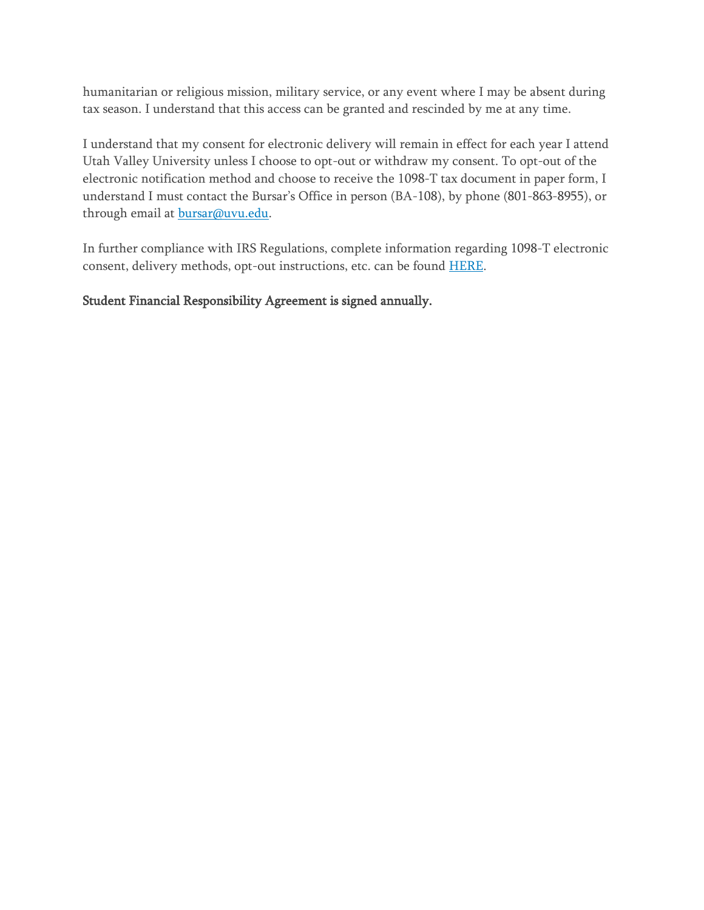humanitarian or religious mission, military service, or any event where I may be absent during tax season. I understand that this access can be granted and rescinded by me at any time.

I understand that my consent for electronic delivery will remain in effect for each year I attend Utah Valley University unless I choose to opt-out or withdraw my consent. To opt-out of the electronic notification method and choose to receive the 1098-T tax document in paper form, I understand I must contact the Bursar's Office in person (BA-108), by phone (801-863-8955), or through email at bursar@uvu.edu.

In further compliance with IRS Regulations, complete information regarding 1098-T electronic consent, delivery methods, opt-out instructions, etc. can be found HERE.

**Student Financial Responsibility Agreement is signed annually.**